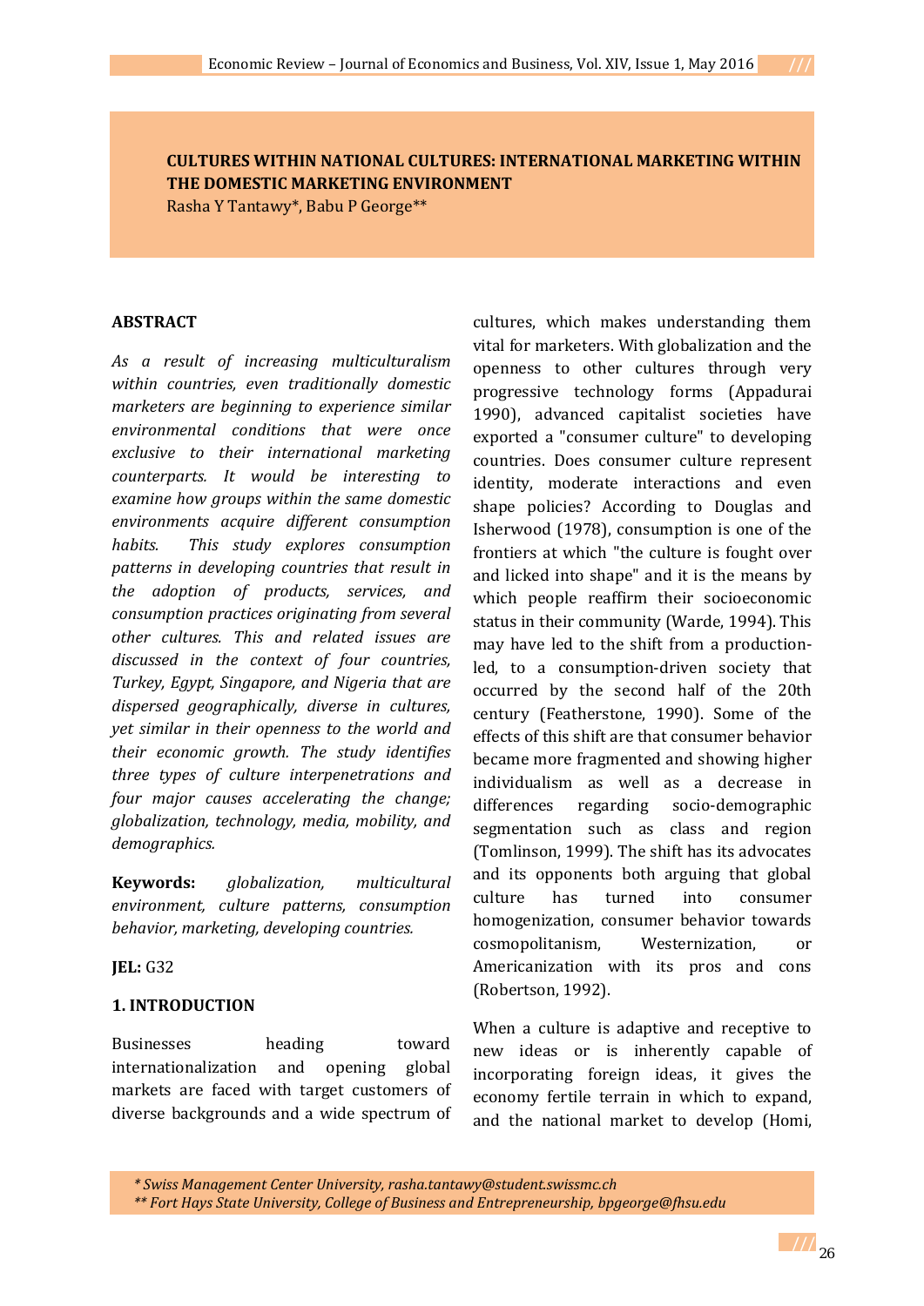# CULTURES WITHIN NATIONAL CULTURES: INTERNATIONAL MARKETING WITHIN THE DOMESTIC MARKETING ENVIRONMENT

Rasha Y Tantawy*, Babu P George**

## ABSTRACT

*As a result of increasing multiculturalism within countries, even traditionally domestic marketers are beginning to experience similar environmental conditions that were once exclusive to their international marketing counterparts. It would be interesting to examine how groups within the same domestic environments acquire different consumption habits. This study explores consumption patterns in developing countries that result in the adoption of products, services, and consumption practices originating from several other cultures. This and related issues are discussed in the context of four countries, Turkey, Egypt, Singapore, and Nigeria that are dispersed geographically, diverse in cultures, yet similar in their openness to the world and their economic growth. The study identifies three types of culture interpenetrations and four major causes accelerating the change; globalization, technology, media, mobility, and demographics.*

**Keywords:** *globalization, multicultural environment, culture patterns, consumption behavior, marketing, developing countries.*

**JEL:** G32

## 1. INTRODUCTION

Businesses heading toward internationalization and opening global markets are faced with target customers of diverse backgrounds and a wide spectrum of cultures, which makes understanding them vital for marketers. With globalization and the openness to other cultures through very progressive technology forms (Appadurai 1990), advanced capitalist societies have exported a "consumer culture" to developing countries. Does consumer culture represent identity, moderate interactions and even shape policies? According to Douglas and Isherwood (1978), consumption is one of the frontiers at which "the culture is fought over and licked into shape" and it is the means by which people reaffirm their socioeconomic status in their community (Warde, 1994). This may have led to the shift from a production-led, to a consumption-driven society that occurred by the second half of the 20th century (Featherstone, 1990). Some of the effects of this shift are that consumer behavior became more fragmented and showing higher individualism as well as a decrease in differences regarding socio-demographic segmentation such as class and region (Tomlinson, 1999). The shift has its advocates and its opponents both arguing that global culture has turned into consumer homogenization, consumer behavior towards cosmopolitanism, Westernization, or Americanization with its pros and cons (Robertson, 1992).

When a culture is adaptive and receptive to new ideas or is inherently capable of incorporating foreign ideas, it gives the economy fertile terrain in which to expand, and the national market to develop (Homi,

*\* Swiss Management Center University, rasha.tantawy@student.swissmc.ch*
*\*\* Fort Hays State University, College of Business and Entrepreneurship, bpgeorge@fhsu.edu*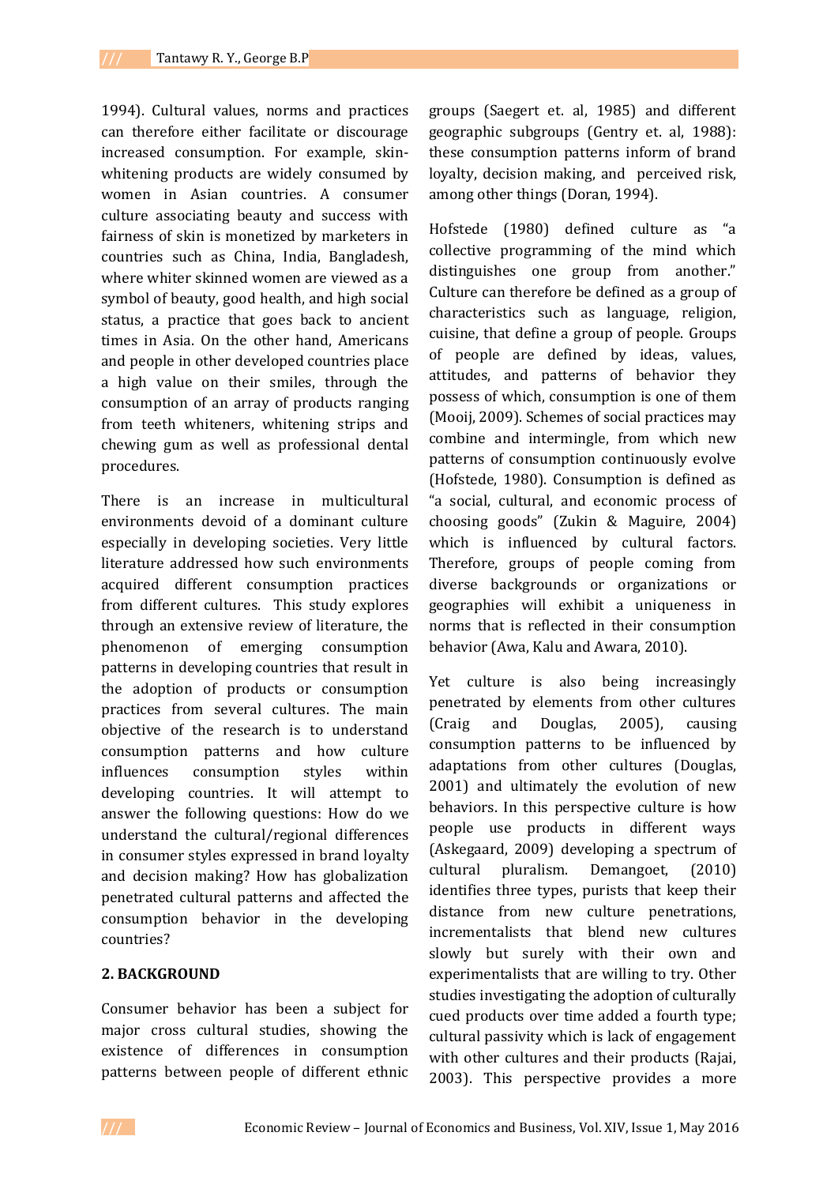1994). Cultural values, norms and practices can therefore either facilitate or discourage increased consumption. For example, skin-whitening products are widely consumed by women in Asian countries. A consumer culture associating beauty and success with fairness of skin is monetized by marketers in countries such as China, India, Bangladesh, where whiter skinned women are viewed as a symbol of beauty, good health, and high social status, a practice that goes back to ancient times in Asia. On the other hand, Americans and people in other developed countries place a high value on their smiles, through the consumption of an array of products ranging from teeth whiteners, whitening strips and chewing gum as well as professional dental procedures.

There is an increase in multicultural environments devoid of a dominant culture especially in developing societies. Very little literature addressed how such environments acquired different consumption practices from different cultures. This study explores through an extensive review of literature, the phenomenon of emerging consumption patterns in developing countries that result in the adoption of products or consumption practices from several cultures. The main objective of the research is to understand consumption patterns and how culture influences consumption styles within developing countries. It will attempt to answer the following questions: How do we understand the cultural/regional differences in consumer styles expressed in brand loyalty and decision making? How has globalization penetrated cultural patterns and affected the consumption behavior in the developing countries?

## 2. BACKGROUND

Consumer behavior has been a subject for major cross cultural studies, showing the existence of differences in consumption patterns between people of different ethnic groups (Saegert et. al, 1985) and different geographic subgroups (Gentry et. al, 1988): these consumption patterns inform of brand loyalty, decision making, and perceived risk, among other things (Doran, 1994).

Hofstede (1980) defined culture as "a collective programming of the mind which distinguishes one group from another." Culture can therefore be defined as a group of characteristics such as language, religion, cuisine, that define a group of people. Groups of people are defined by ideas, values, attitudes, and patterns of behavior they possess of which, consumption is one of them (Mooij, 2009). Schemes of social practices may combine and intermingle, from which new patterns of consumption continuously evolve (Hofstede, 1980). Consumption is defined as "a social, cultural, and economic process of choosing goods" (Zukin & Maguire, 2004) which is influenced by cultural factors. Therefore, groups of people coming from diverse backgrounds or organizations or geographies will exhibit a uniqueness in norms that is reflected in their consumption behavior (Awa, Kalu and Awara, 2010).

Yet culture is also being increasingly penetrated by elements from other cultures (Craig and Douglas, 2005), causing consumption patterns to be influenced by adaptations from other cultures (Douglas, 2001) and ultimately the evolution of new behaviors. In this perspective culture is how people use products in different ways (Askegaard, 2009) developing a spectrum of cultural pluralism. Demangoet, (2010) identifies three types, purists that keep their distance from new culture penetrations, incrementalists that blend new cultures slowly but surely with their own and experimentalists that are willing to try. Other studies investigating the adoption of culturally cued products over time added a fourth type; cultural passivity which is lack of engagement with other cultures and their products (Rajai, 2003). This perspective provides a more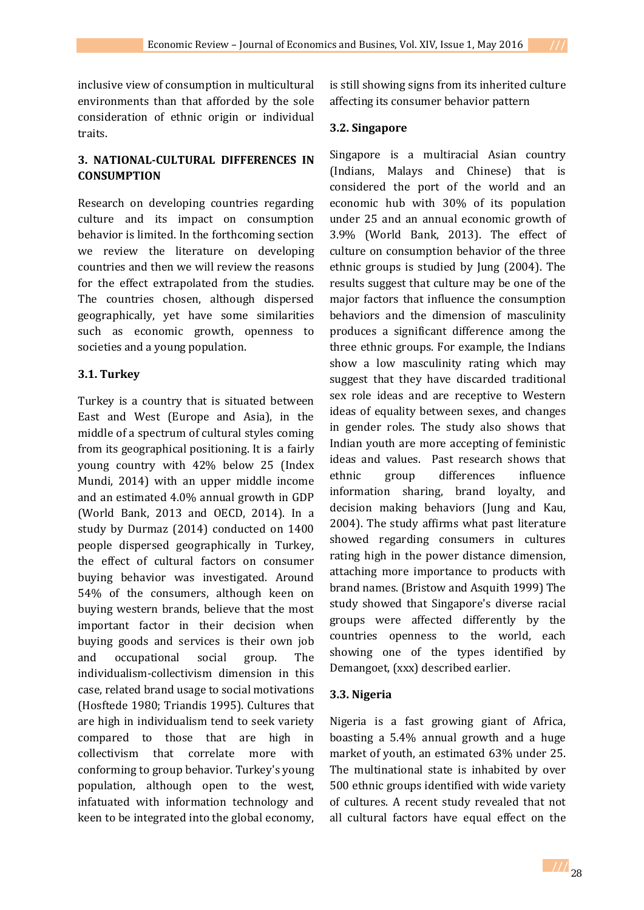inclusive view of consumption in multicultural environments than that afforded by the sole consideration of ethnic origin or individual traits.

## 3. NATIONAL-CULTURAL DIFFERENCES IN CONSUMPTION

Research on developing countries regarding culture and its impact on consumption behavior is limited. In the forthcoming section we review the literature on developing countries and then we will review the reasons for the effect extrapolated from the studies. The countries chosen, although dispersed geographically, yet have some similarities such as economic growth, openness to societies and a young population.

### 3.1. Turkey

Turkey is a country that is situated between East and West (Europe and Asia), in the middle of a spectrum of cultural styles coming from its geographical positioning. It is a fairly young country with 42% below 25 (Index Mundi, 2014) with an upper middle income and an estimated 4.0% annual growth in GDP (World Bank, 2013 and OECD, 2014). In a study by Durmaz (2014) conducted on 1400 people dispersed geographically in Turkey, the effect of cultural factors on consumer buying behavior was investigated. Around 54% of the consumers, although keen on buying western brands, believe that the most important factor in their decision when buying goods and services is their own job and occupational social group. The individualism-collectivism dimension in this case, related brand usage to social motivations (Hosftede 1980; Triandis 1995). Cultures that are high in individualism tend to seek variety compared to those that are high in collectivism that correlate more with conforming to group behavior. Turkey's young population, although open to the west, infatuated with information technology and keen to be integrated into the global economy, is still showing signs from its inherited culture affecting its consumer behavior pattern

### 3.2. Singapore

Singapore is a multiracial Asian country (Indians, Malays and Chinese) that is considered the port of the world and an economic hub with 30% of its population under 25 and an annual economic growth of 3.9% (World Bank, 2013). The effect of culture on consumption behavior of the three ethnic groups is studied by Jung (2004). The results suggest that culture may be one of the major factors that influence the consumption behaviors and the dimension of masculinity produces a significant difference among the three ethnic groups. For example, the Indians show a low masculinity rating which may suggest that they have discarded traditional sex role ideas and are receptive to Western ideas of equality between sexes, and changes in gender roles. The study also shows that Indian youth are more accepting of feministic ideas and values. Past research shows that ethnic group differences influence information sharing, brand loyalty, and decision making behaviors (Jung and Kau, 2004). The study affirms what past literature showed regarding consumers in cultures rating high in the power distance dimension, attaching more importance to products with brand names. (Bristow and Asquith 1999) The study showed that Singapore's diverse racial groups were affected differently by the countries openness to the world, each showing one of the types identified by Demangoet, (xxx) described earlier.

### 3.3. Nigeria

Nigeria is a fast growing giant of Africa, boasting a 5.4% annual growth and a huge market of youth, an estimated 63% under 25. The multinational state is inhabited by over 500 ethnic groups identified with wide variety of cultures. A recent study revealed that not all cultural factors have equal effect on the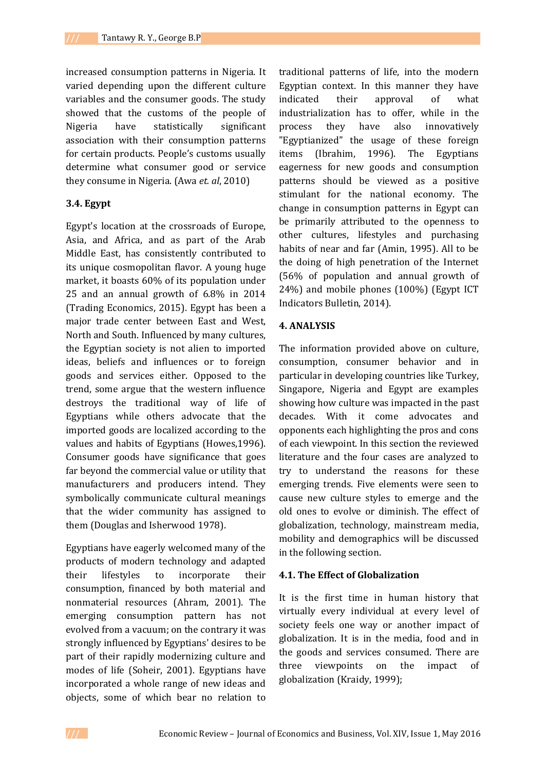increased consumption patterns in Nigeria. It varied depending upon the different culture variables and the consumer goods. The study showed that the customs of the people of Nigeria have statistically significant association with their consumption patterns for certain products. People's customs usually determine what consumer good or service they consume in Nigeria. (Awa *et. al*, 2010)

### 3.4. Egypt

Egypt's location at the crossroads of Europe, Asia, and Africa, and as part of the Arab Middle East, has consistently contributed to its unique cosmopolitan flavor. A young huge market, it boasts 60% of its population under 25 and an annual growth of 6.8% in 2014 (Trading Economics, 2015). Egypt has been a major trade center between East and West, North and South. Influenced by many cultures, the Egyptian society is not alien to imported ideas, beliefs and influences or to foreign goods and services either. Opposed to the trend, some argue that the western influence destroys the traditional way of life of Egyptians while others advocate that the imported goods are localized according to the values and habits of Egyptians (Howes,1996). Consumer goods have significance that goes far beyond the commercial value or utility that manufacturers and producers intend. They symbolically communicate cultural meanings that the wider community has assigned to them (Douglas and Isherwood 1978).

Egyptians have eagerly welcomed many of the products of modern technology and adapted their lifestyles to incorporate their consumption, financed by both material and nonmaterial resources (Ahram, 2001). The emerging consumption pattern has not evolved from a vacuum; on the contrary it was strongly influenced by Egyptians' desires to be part of their rapidly modernizing culture and modes of life (Soheir, 2001). Egyptians have incorporated a whole range of new ideas and objects, some of which bear no relation to traditional patterns of life, into the modern Egyptian context. In this manner they have indicated their approval of what industrialization has to offer, while in the process they have also innovatively "Egyptianized" the usage of these foreign items (Ibrahim, 1996). The Egyptians eagerness for new goods and consumption patterns should be viewed as a positive stimulant for the national economy. The change in consumption patterns in Egypt can be primarily attributed to the openness to other cultures, lifestyles and purchasing habits of near and far (Amin, 1995). All to be the doing of high penetration of the Internet (56% of population and annual growth of 24%) and mobile phones (100%) (Egypt ICT Indicators Bulletin, 2014).

## 4. ANALYSIS

The information provided above on culture, consumption, consumer behavior and in particular in developing countries like Turkey, Singapore, Nigeria and Egypt are examples showing how culture was impacted in the past decades. With it come advocates and opponents each highlighting the pros and cons of each viewpoint. In this section the reviewed literature and the four cases are analyzed to try to understand the reasons for these emerging trends. Five elements were seen to cause new culture styles to emerge and the old ones to evolve or diminish. The effect of globalization, technology, mainstream media, mobility and demographics will be discussed in the following section.

### 4.1. The Effect of Globalization

It is the first time in human history that virtually every individual at every level of society feels one way or another impact of globalization. It is in the media, food and in the goods and services consumed. There are three viewpoints on the impact of globalization (Kraidy, 1999);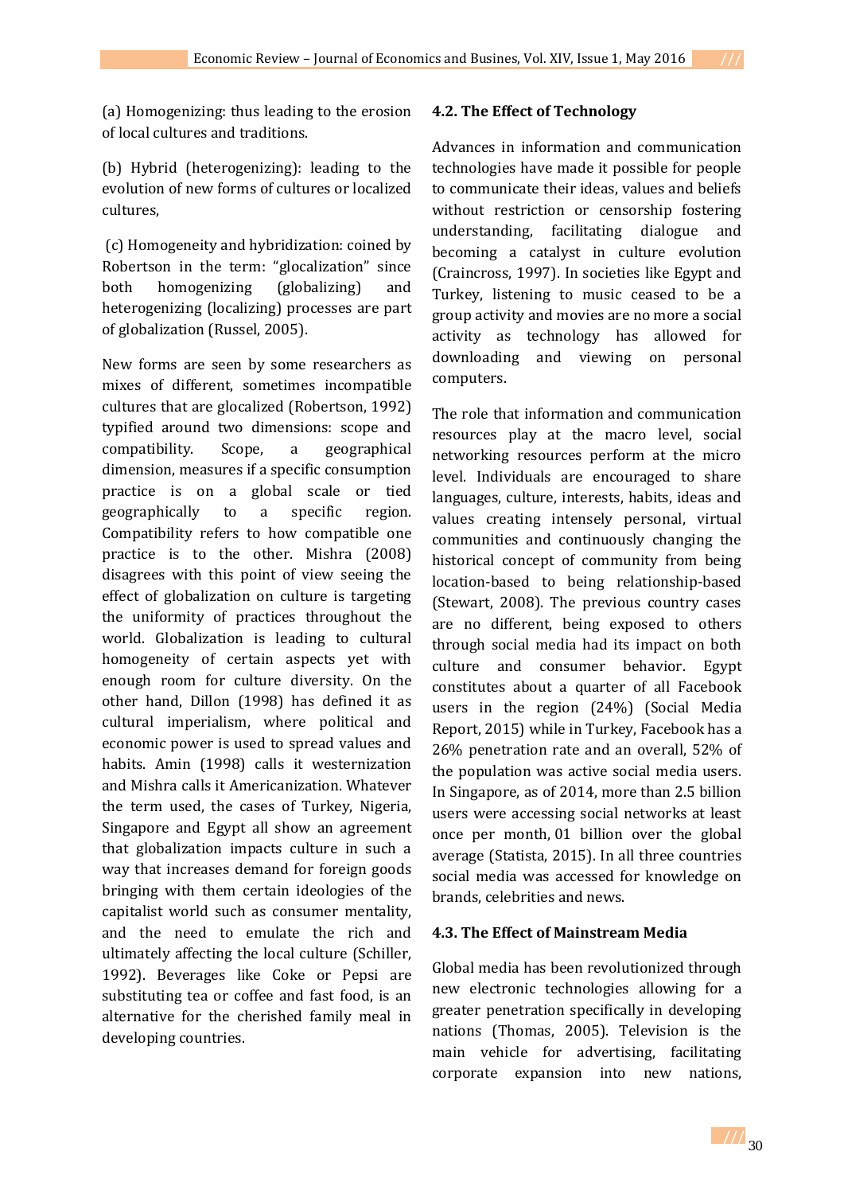(a) Homogenizing: thus leading to the erosion of local cultures and traditions.

(b) Hybrid (heterogenizing): leading to the evolution of new forms of cultures or localized cultures,

(c) Homogeneity and hybridization: coined by Robertson in the term: "glocalization" since both homogenizing (globalizing) and heterogenizing (localizing) processes are part of globalization (Russel, 2005).

New forms are seen by some researchers as mixes of different, sometimes incompatible cultures that are glocalized (Robertson, 1992) typified around two dimensions: scope and compatibility. Scope, a geographical dimension, measures if a specific consumption practice is on a global scale or tied geographically to a specific region. Compatibility refers to how compatible one practice is to the other. Mishra (2008) disagrees with this point of view seeing the effect of globalization on culture is targeting the uniformity of practices throughout the world. Globalization is leading to cultural homogeneity of certain aspects yet with enough room for culture diversity. On the other hand, Dillon (1998) has defined it as cultural imperialism, where political and economic power is used to spread values and habits. Amin (1998) calls it westernization and Mishra calls it Americanization. Whatever the term used, the cases of Turkey, Nigeria, Singapore and Egypt all show an agreement that globalization impacts culture in such a way that increases demand for foreign goods bringing with them certain ideologies of the capitalist world such as consumer mentality, and the need to emulate the rich and ultimately affecting the local culture (Schiller, 1992). Beverages like Coke or Pepsi are substituting tea or coffee and fast food, is an alternative for the cherished family meal in developing countries.

### 4.2. The Effect of Technology

Advances in information and communication technologies have made it possible for people to communicate their ideas, values and beliefs without restriction or censorship fostering understanding, facilitating dialogue and becoming a catalyst in culture evolution (Craincross, 1997). In societies like Egypt and Turkey, listening to music ceased to be a group activity and movies are no more a social activity as technology has allowed for downloading and viewing on personal computers.

The role that information and communication resources play at the macro level, social networking resources perform at the micro level. Individuals are encouraged to share languages, culture, interests, habits, ideas and values creating intensely personal, virtual communities and continuously changing the historical concept of community from being location-based to being relationship-based (Stewart, 2008). The previous country cases are no different, being exposed to others through social media had its impact on both culture and consumer behavior. Egypt constitutes about a quarter of all Facebook users in the region (24%) (Social Media Report, 2015) while in Turkey, Facebook has a 26% penetration rate and an overall, 52% of the population was active social media users. In Singapore, as of 2014, more than 2.5 billion users were accessing social networks at least once per month, 01 billion over the global average (Statista, 2015). In all three countries social media was accessed for knowledge on brands, celebrities and news.

### 4.3. The Effect of Mainstream Media

Global media has been revolutionized through new electronic technologies allowing for a greater penetration specifically in developing nations (Thomas, 2005). Television is the main vehicle for advertising, facilitating corporate expansion into new nations,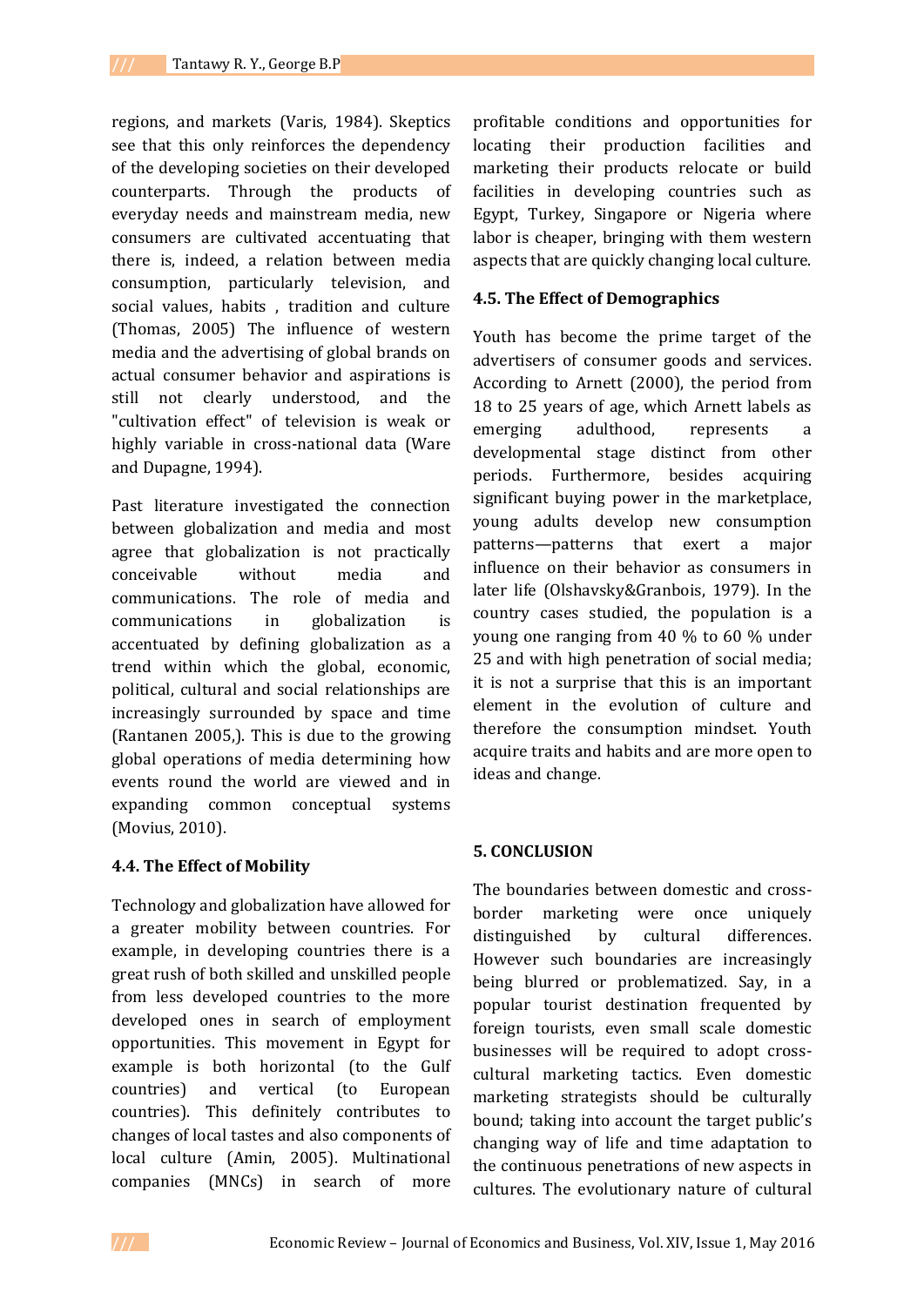regions, and markets (Varis, 1984). Skeptics see that this only reinforces the dependency of the developing societies on their developed counterparts. Through the products of everyday needs and mainstream media, new consumers are cultivated accentuating that there is, indeed, a relation between media consumption, particularly television, and social values, habits , tradition and culture (Thomas, 2005) The influence of western media and the advertising of global brands on actual consumer behavior and aspirations is still not clearly understood, and the "cultivation effect" of television is weak or highly variable in cross-national data (Ware and Dupagne, 1994).

Past literature investigated the connection between globalization and media and most agree that globalization is not practically conceivable without media and communications. The role of media and communications in globalization is accentuated by defining globalization as a trend within which the global, economic, political, cultural and social relationships are increasingly surrounded by space and time (Rantanen 2005,). This is due to the growing global operations of media determining how events round the world are viewed and in expanding common conceptual systems (Movius, 2010).

### 4.4. The Effect of Mobility

Technology and globalization have allowed for a greater mobility between countries. For example, in developing countries there is a great rush of both skilled and unskilled people from less developed countries to the more developed ones in search of employment opportunities. This movement in Egypt for example is both horizontal (to the Gulf countries) and vertical (to European countries). This definitely contributes to changes of local tastes and also components of local culture (Amin, 2005). Multinational companies (MNCs) in search of more profitable conditions and opportunities for locating their production facilities and marketing their products relocate or build facilities in developing countries such as Egypt, Turkey, Singapore or Nigeria where labor is cheaper, bringing with them western aspects that are quickly changing local culture.

### 4.5. The Effect of Demographics

Youth has become the prime target of the advertisers of consumer goods and services. According to Arnett (2000), the period from 18 to 25 years of age, which Arnett labels as emerging adulthood, represents a developmental stage distinct from other periods. Furthermore, besides acquiring significant buying power in the marketplace, young adults develop new consumption patterns—patterns that exert a major influence on their behavior as consumers in later life (Olshavsky&Granbois, 1979). In the country cases studied, the population is a young one ranging from 40 % to 60 % under 25 and with high penetration of social media; it is not a surprise that this is an important element in the evolution of culture and therefore the consumption mindset. Youth acquire traits and habits and are more open to ideas and change.

## 5. CONCLUSION

The boundaries between domestic and cross-border marketing were once uniquely distinguished by cultural differences. However such boundaries are increasingly being blurred or problematized. Say, in a popular tourist destination frequented by foreign tourists, even small scale domestic businesses will be required to adopt cross-cultural marketing tactics. Even domestic marketing strategists should be culturally bound; taking into account the target public's changing way of life and time adaptation to the continuous penetrations of new aspects in cultures. The evolutionary nature of cultural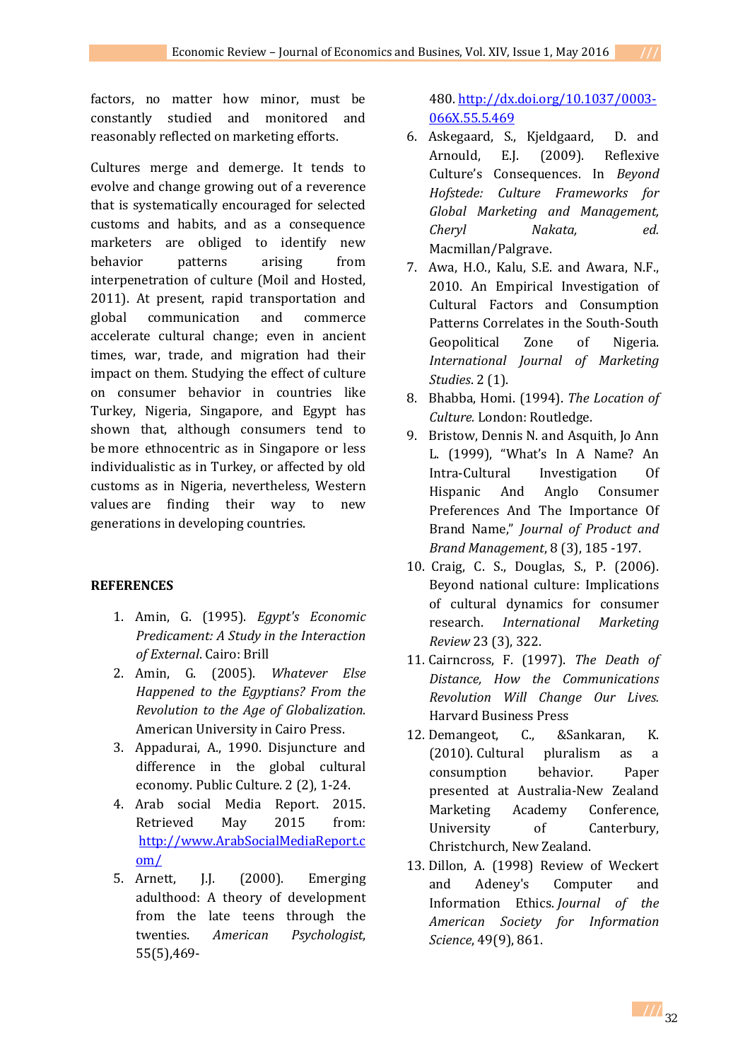factors, no matter how minor, must be constantly studied and monitored and reasonably reflected on marketing efforts.

Cultures merge and demerge. It tends to evolve and change growing out of a reverence that is systematically encouraged for selected customs and habits, and as a consequence marketers are obliged to identify new behavior patterns arising from interpenetration of culture (Moil and Hosted, 2011). At present, rapid transportation and global communication and commerce accelerate cultural change; even in ancient times, war, trade, and migration had their impact on them. Studying the effect of culture on consumer behavior in countries like Turkey, Nigeria, Singapore, and Egypt has shown that, although consumers tend to be more ethnocentric as in Singapore or less individualistic as in Turkey, or affected by old customs as in Nigeria, nevertheless, Western values are finding their way to new generations in developing countries.

## REFERENCES

1. Amin, G. (1995). *Egypt's Economic Predicament: A Study in the Interaction of External*. Cairo: Brill
2. Amin, G. (2005). *Whatever Else Happened to the Egyptians? From the Revolution to the Age of Globalization.* American University in Cairo Press.
3. Appadurai, A., 1990. Disjuncture and difference in the global cultural economy. Public Culture. 2 (2), 1-24.
4. Arab social Media Report. 2015. Retrieved May 2015 from: http://www.ArabSocialMediaReport.com/
5. Arnett, J.J. (2000). Emerging adulthood: A theory of development from the late teens through the twenties. *American Psychologist*, 55(5),469-480. http://dx.doi.org/10.1037/0003-066X.55.5.469
6. Askegaard, S., Kjeldgaard, D. and Arnould, E.J. (2009). Reflexive Culture's Consequences. In *Beyond Hofstede: Culture Frameworks for Global Marketing and Management, Cheryl Nakata, ed.* Macmillan/Palgrave.
7. Awa, H.O., Kalu, S.E. and Awara, N.F., 2010. An Empirical Investigation of Cultural Factors and Consumption Patterns Correlates in the South-South Geopolitical Zone of Nigeria. *International Journal of Marketing Studies*. 2 (1).
8. Bhabba, Homi. (1994). *The Location of Culture.* London: Routledge.
9. Bristow, Dennis N. and Asquith, Jo Ann L. (1999), "What's In A Name? An Intra-Cultural Investigation Of Hispanic And Anglo Consumer Preferences And The Importance Of Brand Name," *Journal of Product and Brand Management*, 8 (3), 185 -197.
10. Craig, C. S., Douglas, S., P. (2006). Beyond national culture: Implications of cultural dynamics for consumer research. *International Marketing Review* 23 (3), 322.
11. Cairncross, F. (1997). *The Death of Distance, How the Communications Revolution Will Change Our Lives.* Harvard Business Press
12. Demangeot, C., &Sankaran, K. (2010). Cultural pluralism as a consumption behavior. Paper presented at Australia-New Zealand Marketing Academy Conference, University of Canterbury, Christchurch, New Zealand.
13. Dillon, A. (1998) Review of Weckert and Adeney's Computer and Information Ethics. *Journal of the American Society for Information Science*, 49(9), 861.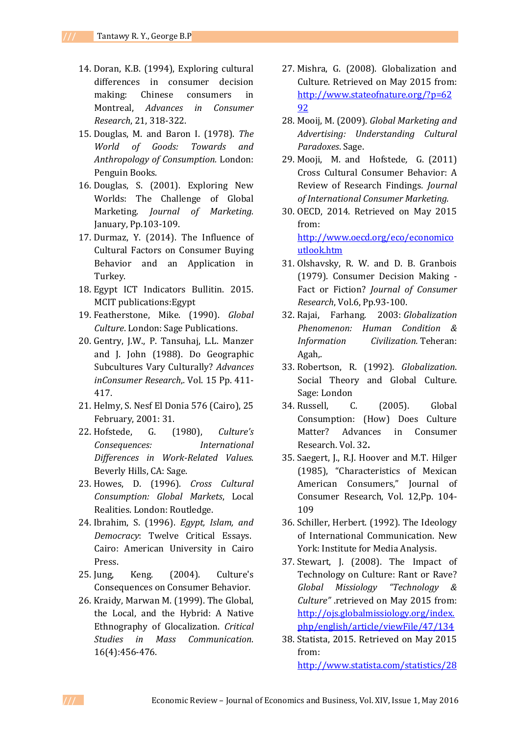14. Doran, K.B. (1994), Exploring cultural differences in consumer decision making: Chinese consumers in Montreal, *Advances in Consumer Research*, 21, 318-322.
15. Douglas, M. and Baron I. (1978). *The World of Goods: Towards and Anthropology of Consumption.* London: Penguin Books.
16. Douglas, S. (2001). Exploring New Worlds: The Challenge of Global Marketing. *Journal of Marketing.* January, Pp.103-109.
17. Durmaz, Y. (2014). The Influence of Cultural Factors on Consumer Buying Behavior and an Application in Turkey.
18. Egypt ICT Indicators Bullitin. 2015. MCIT publications:Egypt
19. Featherstone, Mike. (1990). *Global Culture*. London: Sage Publications.
20. Gentry, J.W., P. Tansuhaj, L.L. Manzer and J. John (1988). Do Geographic Subcultures Vary Culturally? *Advances inConsumer Research*,. Vol. 15 Pp. 411-417.
21. Helmy, S. Nesf El Donia 576 (Cairo), 25 February, 2001: 31.
22. Hofstede, G. (1980), *Culture's Consequences: International Differences in Work-Related Values.* Beverly Hills, CA: Sage.
23. Howes, D. (1996). *Cross Cultural Consumption: Global Markets*, Local Realities. London: Routledge.
24. Ibrahim, S. (1996). *Egypt, Islam, and Democracy*: Twelve Critical Essays. Cairo: American University in Cairo Press.
25. Jung, Keng. (2004). Culture's Consequences on Consumer Behavior.
26. Kraidy, Marwan M. (1999). The Global, the Local, and the Hybrid: A Native Ethnography of Glocalization. *Critical Studies in Mass Communication.* 16(4):456-476.
27. Mishra, G. (2008). Globalization and Culture. Retrieved on May 2015 from: http://www.stateofnature.org/?p=6292
28. Mooij, M. (2009). *Global Marketing and Advertising: Understanding Cultural Paradoxes.* Sage.
29. Mooji, M. and Hofstede, G. (2011) Cross Cultural Consumer Behavior: A Review of Research Findings. *Journal of International Consumer Marketing.*
30. OECD, 2014. Retrieved on May 2015 from: http://www.oecd.org/eco/economicoutlook.htm
31. Olshavsky, R. W. and D. B. Granbois (1979). Consumer Decision Making - Fact or Fiction? *Journal of Consumer Research*, Vol.6, Pp.93-100.
32. Rajai, Farhang. 2003: *Globalization Phenomenon: Human Condition & Information Civilization.* Teheran: Agah,.
33. Robertson, R. (1992). *Globalization*. Social Theory and Global Culture. Sage: London
34. Russell, C. (2005). Global Consumption: (How) Does Culture Matter? Advances in Consumer Research. Vol. 32**.**
35. Saegert, J., R.J. Hoover and M.T. Hilger (1985), "Characteristics of Mexican American Consumers," Journal of Consumer Research, Vol. 12,Pp. 104-109
36. Schiller, Herbert. (1992). The Ideology of International Communication. New York: Institute for Media Analysis.
37. Stewart, J. (2008). The Impact of Technology on Culture: Rant or Rave? *Global Missiology "Technology & Culture"* .retrieved on May 2015 from: http://ojs.globalmissiology.org/index.php/english/article/viewFile/47/134
38. Statista, 2015. Retrieved on May 2015 from: http://www.statista.com/statistics/28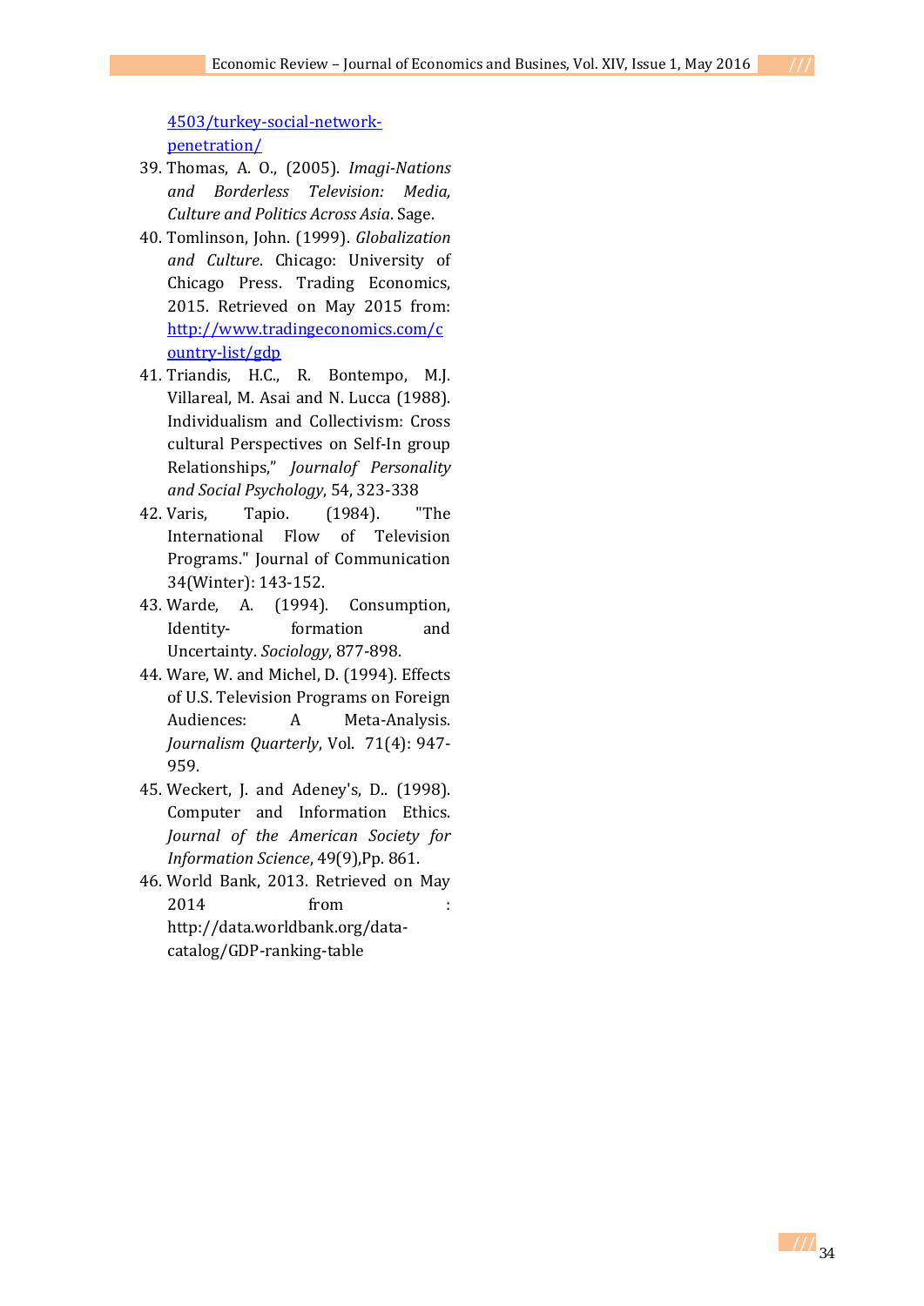4503/turkey-social-network-penetration/

39. Thomas, A. O., (2005). *Imagi-Nations and Borderless Television: Media, Culture and Politics Across Asia*. Sage.
40. Tomlinson, John. (1999). *Globalization and Culture*. Chicago: University of Chicago Press. Trading Economics, 2015. Retrieved on May 2015 from: http://www.tradingeconomics.com/country-list/gdp
41. Triandis, H.C., R. Bontempo, M.J. Villareal, M. Asai and N. Lucca (1988). Individualism and Collectivism: Cross cultural Perspectives on Self-In group Relationships," *Journalof Personality and Social Psychology*, 54, 323-338
42. Varis, Tapio. (1984). "The International Flow of Television Programs." Journal of Communication 34(Winter): 143-152.
43. Warde, A. (1994). Consumption, Identity- formation and Uncertainty. *Sociology*, 877-898.
44. Ware, W. and Michel, D. (1994). Effects of U.S. Television Programs on Foreign Audiences: A Meta-Analysis. *Journalism Quarterly*, Vol. 71(4): 947-959.
45. Weckert, J. and Adeney's, D.. (1998). Computer and Information Ethics. *Journal of the American Society for Information Science*, 49(9),Pp. 861.
46. World Bank, 2013. Retrieved on May 2014 from : http://data.worldbank.org/data-catalog/GDP-ranking-table